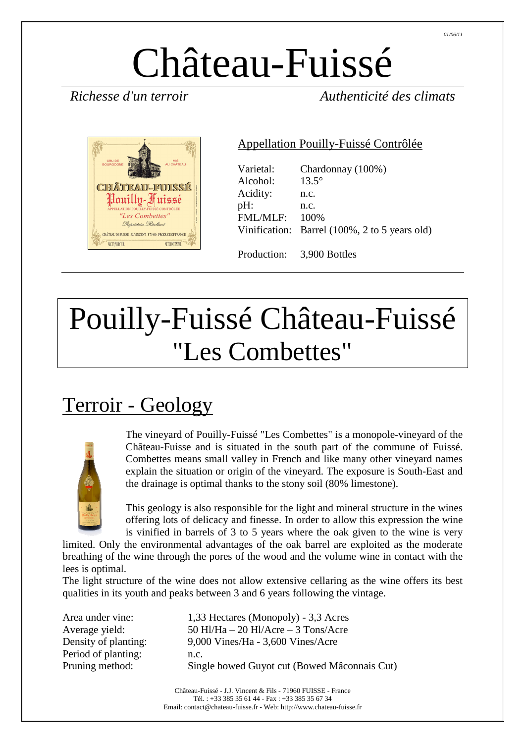01/06/11

# Château-Fuissé

*Richesse d'un terroir* *Authenticité des climats*

Appellation Pouilly-Fuissé Contrôlée

| | |
|---|---|
| Varietal: | Chardonnay (100%) |
| Alcohol: | 13.5° |
| Acidity: | n.c. |
| pH: | n.c. |
| FML/MLF: | 100% |
| Vinification: | Barrel (100%, 2 to 5 years old) |
| Production: | 3,900 Bottles |

# Pouilly-Fuissé Château-Fuissé "Les Combettes"

## Terroir - Geology

The vineyard of Pouilly-Fuissé "Les Combettes" is a monopole-vineyard of the Château-Fuisse and is situated in the south part of the commune of Fuissé. Combettes means small valley in French and like many other vineyard names explain the situation or origin of the vineyard. The exposure is South-East and the drainage is optimal thanks to the stony soil (80% limestone).

This geology is also responsible for the light and mineral structure in the wines offering lots of delicacy and finesse. In order to allow this expression the wine is vinified in barrels of 3 to 5 years where the oak given to the wine is very limited. Only the environmental advantages of the oak barrel are exploited as the moderate breathing of the wine through the pores of the wood and the volume wine in contact with the lees is optimal.
The light structure of the wine does not allow extensive cellaring as the wine offers its best qualities in its youth and peaks between 3 and 6 years following the vintage.

| | |
|---|---|
| Area under vine: | 1,33 Hectares (Monopoly) - 3,3 Acres |
| Average yield: | 50 Hl/Ha – 20 Hl/Acre – 3 Tons/Acre |
| Density of planting: | 9,000 Vines/Ha - 3,600 Vines/Acre |
| Period of planting: | n.c. |
| Pruning method: | Single bowed Guyot cut (Bowed Mâconnais Cut) |

Château-Fuissé - J.J. Vincent & Fils - 71960 FUISSE - France
Tél. : +33 385 35 61 44 - Fax : +33 385 35 67 34
Email: contact@chateau-fuisse.fr - Web: http://www.chateau-fuisse.fr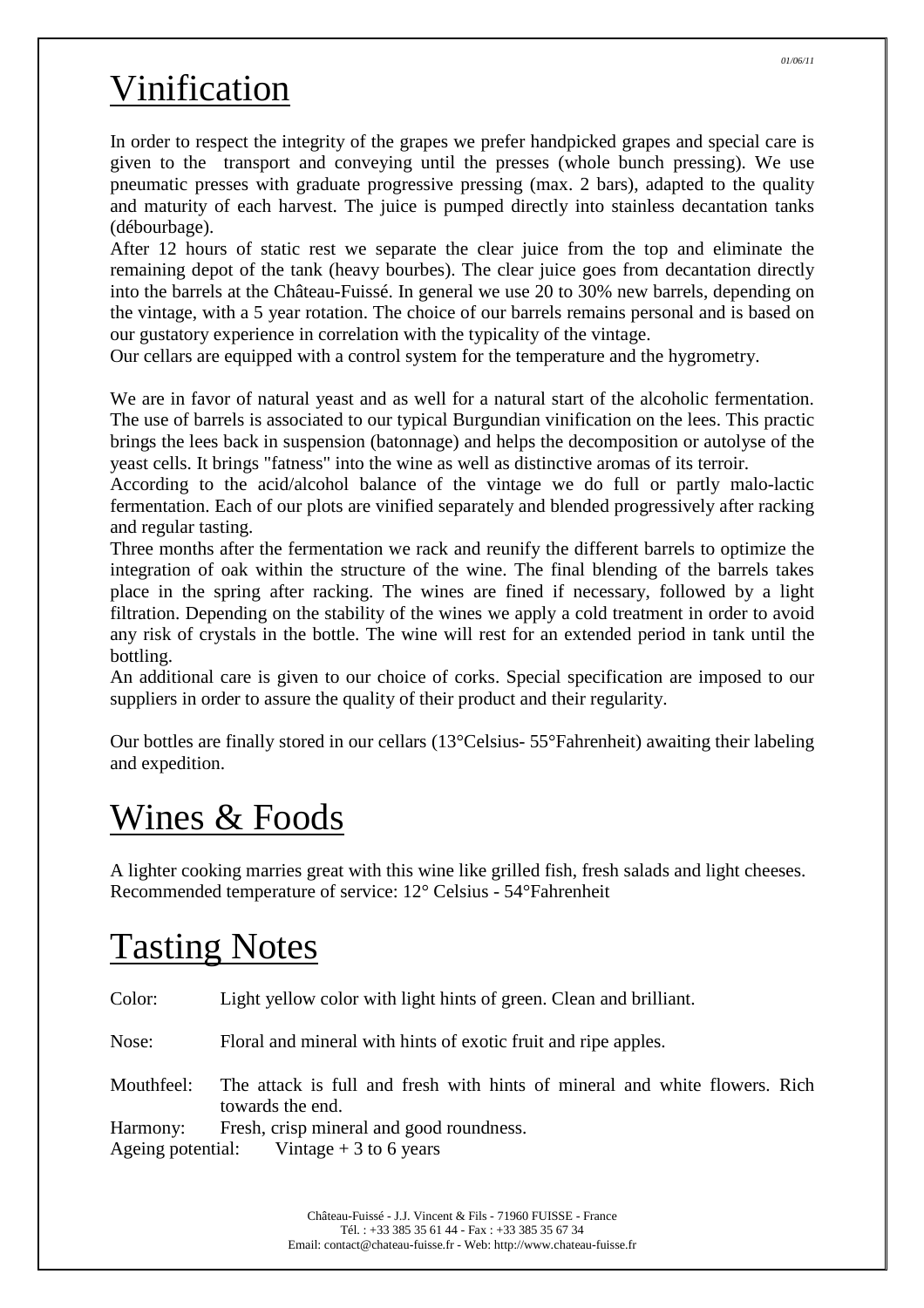# Vinification

In order to respect the integrity of the grapes we prefer handpicked grapes and special care is given to the transport and conveying until the presses (whole bunch pressing). We use pneumatic presses with graduate progressive pressing (max. 2 bars), adapted to the quality and maturity of each harvest. The juice is pumped directly into stainless decantation tanks (débourbage).

After 12 hours of static rest we separate the clear juice from the top and eliminate the remaining depot of the tank (heavy bourbes). The clear juice goes from decantation directly into the barrels at the Château-Fuissé. In general we use 20 to 30% new barrels, depending on the vintage, with a 5 year rotation. The choice of our barrels remains personal and is based on our gustatory experience in correlation with the typicality of the vintage.

Our cellars are equipped with a control system for the temperature and the hygrometry.

We are in favor of natural yeast and as well for a natural start of the alcoholic fermentation. The use of barrels is associated to our typical Burgundian vinification on the lees. This practic brings the lees back in suspension (batonnage) and helps the decomposition or autolyse of the yeast cells. It brings "fatness" into the wine as well as distinctive aromas of its terroir.

According to the acid/alcohol balance of the vintage we do full or partly malo-lactic fermentation. Each of our plots are vinified separately and blended progressively after racking and regular tasting.

Three months after the fermentation we rack and reunify the different barrels to optimize the integration of oak within the structure of the wine. The final blending of the barrels takes place in the spring after racking. The wines are fined if necessary, followed by a light filtration. Depending on the stability of the wines we apply a cold treatment in order to avoid any risk of crystals in the bottle. The wine will rest for an extended period in tank until the bottling.

An additional care is given to our choice of corks. Special specification are imposed to our suppliers in order to assure the quality of their product and their regularity.

Our bottles are finally stored in our cellars (13°Celsius- 55°Fahrenheit) awaiting their labeling and expedition.

# Wines & Foods

A lighter cooking marries great with this wine like grilled fish, fresh salads and light cheeses.
Recommended temperature of service: 12° Celsius - 54°Fahrenheit

# Tasting Notes

Color: Light yellow color with light hints of green. Clean and brilliant.

Nose: Floral and mineral with hints of exotic fruit and ripe apples.

Mouthfeel: The attack is full and fresh with hints of mineral and white flowers. Rich towards the end.

Harmony: Fresh, crisp mineral and good roundness.

Ageing potential: Vintage + 3 to 6 years

Château-Fuissé - J.J. Vincent & Fils - 71960 FUISSE - France
Tél. : +33 385 35 61 44 - Fax : +33 385 35 67 34
Email: contact@chateau-fuisse.fr - Web: http://www.chateau-fuisse.fr